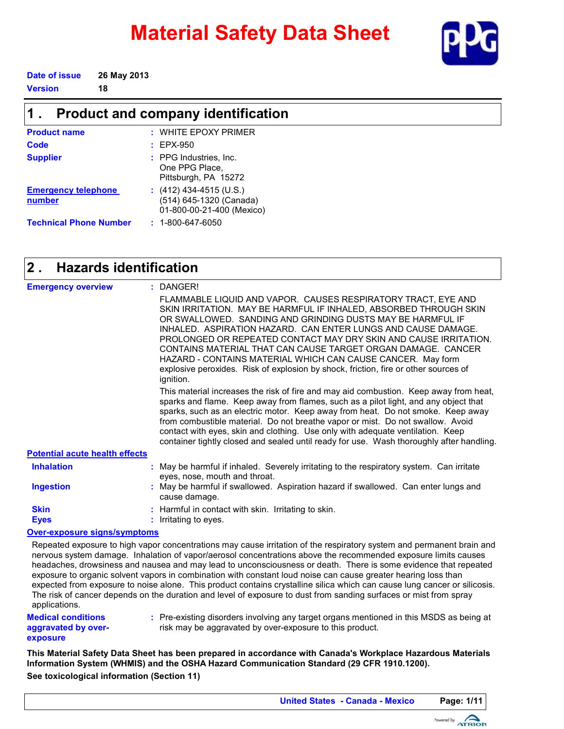# Material Safety Data Sheet

**Date of issue** 26 May 2013

**Version** 18

## 1 . Product and company identification

| | |
|---|---|
| **Product name** | : WHITE EPOXY PRIMER |
| **Code** | : EPX-950 |
| **Supplier** | : PPG Industries, Inc.<br>One PPG Place,<br>Pittsburgh, PA 15272 |
| **Emergency telephone number** | : (412) 434-4515 (U.S.)<br>(514) 645-1320 (Canada)<br>01-800-00-21-400 (Mexico) |
| **Technical Phone Number** | : 1-800-647-6050 |

## 2 . Hazards identification

**Emergency overview** : DANGER!

FLAMMABLE LIQUID AND VAPOR. CAUSES RESPIRATORY TRACT, EYE AND SKIN IRRITATION. MAY BE HARMFUL IF INHALED, ABSORBED THROUGH SKIN OR SWALLOWED. SANDING AND GRINDING DUSTS MAY BE HARMFUL IF INHALED. ASPIRATION HAZARD. CAN ENTER LUNGS AND CAUSE DAMAGE. PROLONGED OR REPEATED CONTACT MAY DRY SKIN AND CAUSE IRRITATION. CONTAINS MATERIAL THAT CAN CAUSE TARGET ORGAN DAMAGE. CANCER HAZARD - CONTAINS MATERIAL WHICH CAN CAUSE CANCER. May form explosive peroxides. Risk of explosion by shock, friction, fire or other sources of ignition.

This material increases the risk of fire and may aid combustion. Keep away from heat, sparks and flame. Keep away from flames, such as a pilot light, and any object that sparks, such as an electric motor. Keep away from heat. Do not smoke. Keep away from combustible material. Do not breathe vapor or mist. Do not swallow. Avoid contact with eyes, skin and clothing. Use only with adequate ventilation. Keep container tightly closed and sealed until ready for use. Wash thoroughly after handling.

**Potential acute health effects**

| | |
|---|---|
| **Inhalation** | : May be harmful if inhaled. Severely irritating to the respiratory system. Can irritate eyes, nose, mouth and throat. |
| **Ingestion** | : May be harmful if swallowed. Aspiration hazard if swallowed. Can enter lungs and cause damage. |
| **Skin** | : Harmful in contact with skin. Irritating to skin. |
| **Eyes** | : Irritating to eyes. |

**Over-exposure signs/symptoms**

Repeated exposure to high vapor concentrations may cause irritation of the respiratory system and permanent brain and nervous system damage. Inhalation of vapor/aerosol concentrations above the recommended exposure limits causes headaches, drowsiness and nausea and may lead to unconsciousness or death. There is some evidence that repeated exposure to organic solvent vapors in combination with constant loud noise can cause greater hearing loss than expected from exposure to noise alone. This product contains crystalline silica which can cause lung cancer or silicosis. The risk of cancer depends on the duration and level of exposure to dust from sanding surfaces or mist from spray applications.

**Medical conditions aggravated by over-exposure** : Pre-existing disorders involving any target organs mentioned in this MSDS as being at risk may be aggravated by over-exposure to this product.

**This Material Safety Data Sheet has been prepared in accordance with Canada's Workplace Hazardous Materials Information System (WHMIS) and the OSHA Hazard Communication Standard (29 CFR 1910.1200).**

**See toxicological information (Section 11)**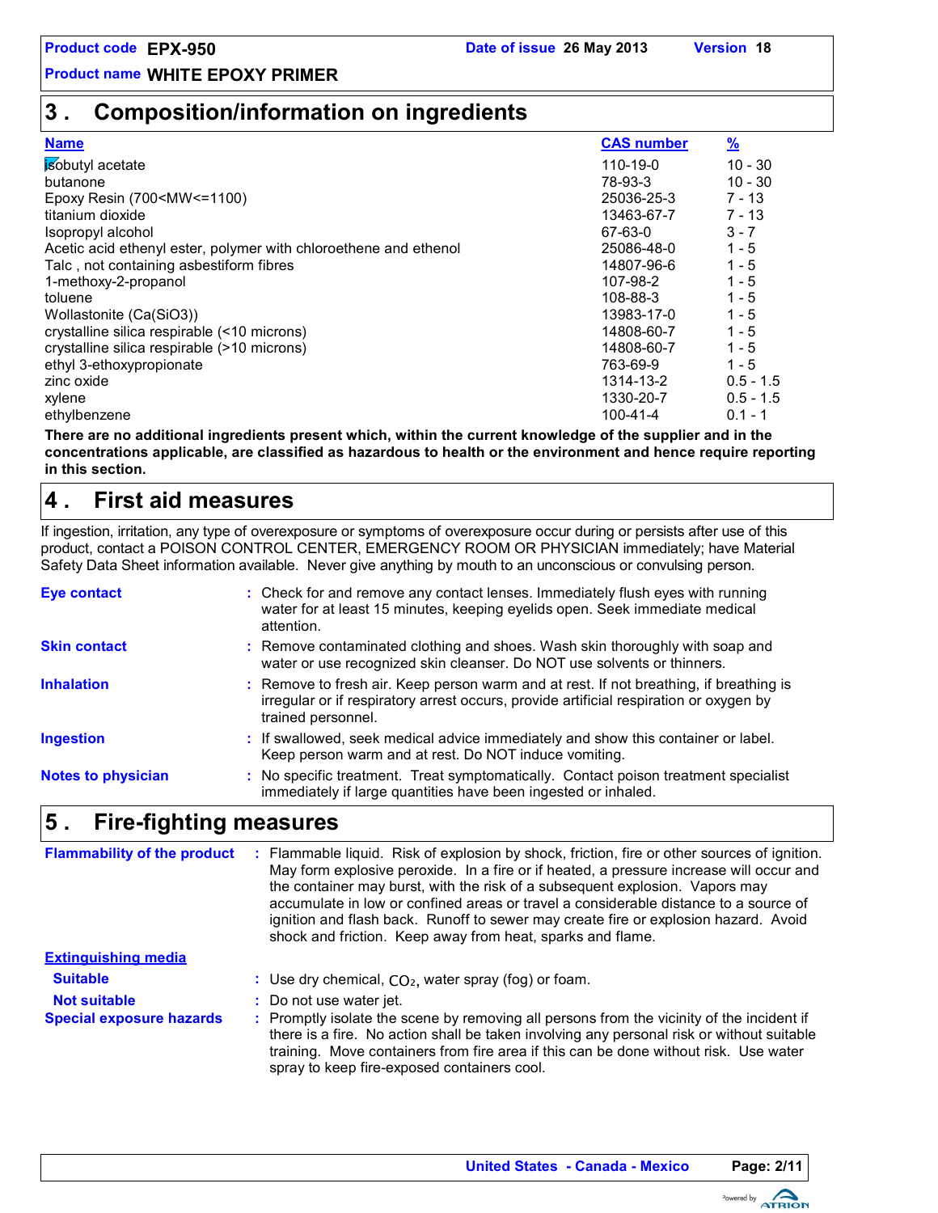Product code **EPX-950** Date of issue **26 May 2013** Version **18**

Product name **WHITE EPOXY PRIMER**

## 3 . Composition/information on ingredients

| Name | CAS number | % |
|---|---|---|
| isobutyl acetate | 110-19-0 | 10 - 30 |
| butanone | 78-93-3 | 10 - 30 |
| Epoxy Resin (700<MW<=1100) | 25036-25-3 | 7 - 13 |
| titanium dioxide | 13463-67-7 | 7 - 13 |
| Isopropyl alcohol | 67-63-0 | 3 - 7 |
| Acetic acid ethenyl ester, polymer with chloroethene and ethenol | 25086-48-0 | 1 - 5 |
| Talc , not containing asbestiform fibres | 14807-96-6 | 1 - 5 |
| 1-methoxy-2-propanol | 107-98-2 | 1 - 5 |
| toluene | 108-88-3 | 1 - 5 |
| Wollastonite (Ca(SiO3)) | 13983-17-0 | 1 - 5 |
| crystalline silica respirable (<10 microns) | 14808-60-7 | 1 - 5 |
| crystalline silica respirable (>10 microns) | 14808-60-7 | 1 - 5 |
| ethyl 3-ethoxypropionate | 763-69-9 | 1 - 5 |
| zinc oxide | 1314-13-2 | 0.5 - 1.5 |
| xylene | 1330-20-7 | 0.5 - 1.5 |
| ethylbenzene | 100-41-4 | 0.1 - 1 |

**There are no additional ingredients present which, within the current knowledge of the supplier and in the concentrations applicable, are classified as hazardous to health or the environment and hence require reporting in this section.**

## 4 . First aid measures

If ingestion, irritation, any type of overexposure or symptoms of overexposure occur during or persists after use of this product, contact a POISON CONTROL CENTER, EMERGENCY ROOM OR PHYSICIAN immediately; have Material Safety Data Sheet information available. Never give anything by mouth to an unconscious or convulsing person.

**Eye contact** : Check for and remove any contact lenses. Immediately flush eyes with running water for at least 15 minutes, keeping eyelids open. Seek immediate medical attention.

**Skin contact** : Remove contaminated clothing and shoes. Wash skin thoroughly with soap and water or use recognized skin cleanser. Do NOT use solvents or thinners.

**Inhalation** : Remove to fresh air. Keep person warm and at rest. If not breathing, if breathing is irregular or if respiratory arrest occurs, provide artificial respiration or oxygen by trained personnel.

**Ingestion** : If swallowed, seek medical advice immediately and show this container or label. Keep person warm and at rest. Do NOT induce vomiting.

**Notes to physician** : No specific treatment. Treat symptomatically. Contact poison treatment specialist immediately if large quantities have been ingested or inhaled.

## 5 . Fire-fighting measures

**Flammability of the product** : Flammable liquid. Risk of explosion by shock, friction, fire or other sources of ignition. May form explosive peroxide. In a fire or if heated, a pressure increase will occur and the container may burst, with the risk of a subsequent explosion. Vapors may accumulate in low or confined areas or travel a considerable distance to a source of ignition and flash back. Runoff to sewer may create fire or explosion hazard. Avoid shock and friction. Keep away from heat, sparks and flame.

**Extinguishing media**

**Suitable** : Use dry chemical, $CO_2$, water spray (fog) or foam.

**Not suitable** : Do not use water jet.

**Special exposure hazards** : Promptly isolate the scene by removing all persons from the vicinity of the incident if there is a fire. No action shall be taken involving any personal risk or without suitable training. Move containers from fire area if this can be done without risk. Use water spray to keep fire-exposed containers cool.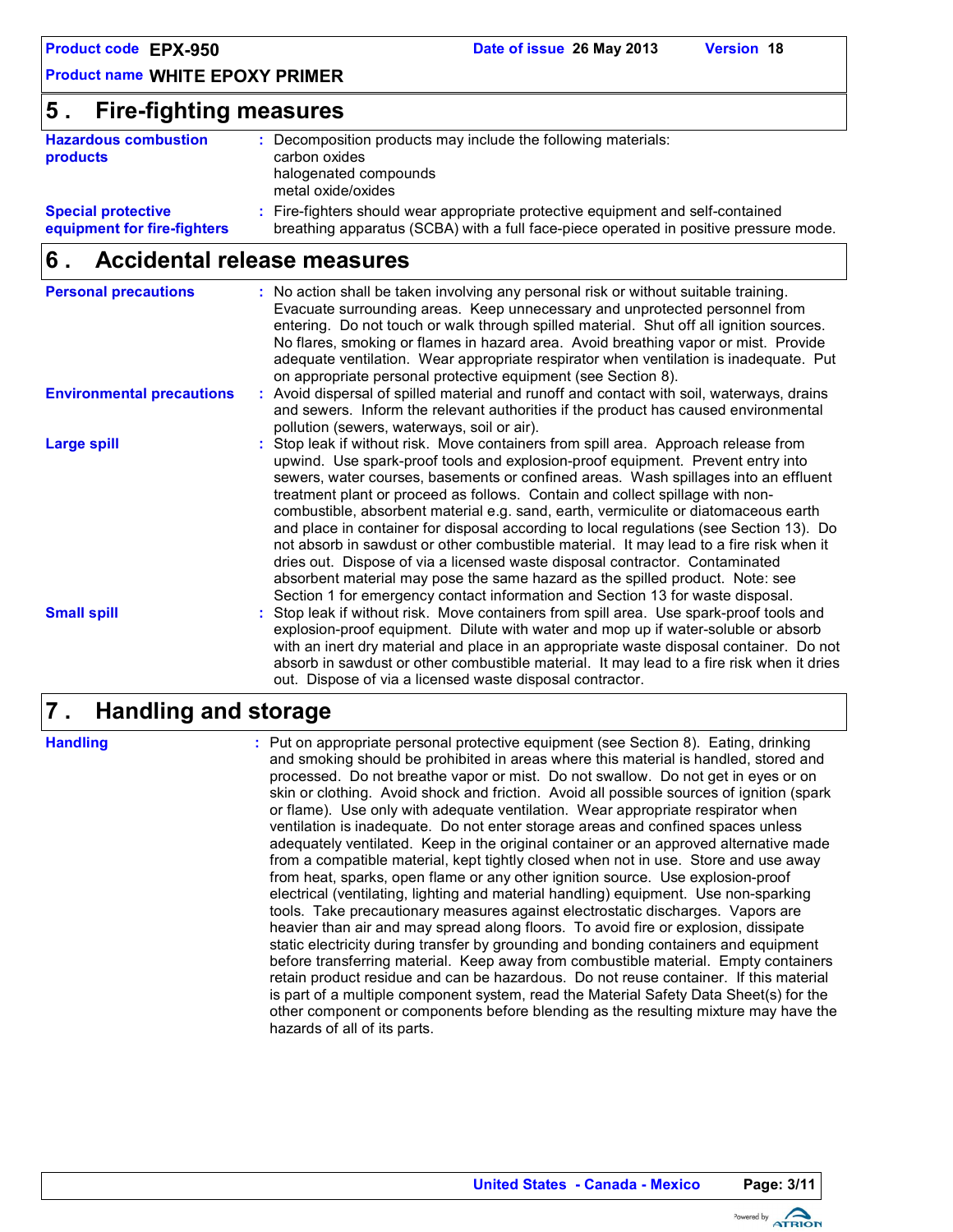## 5 . Fire-fighting measures

**Hazardous combustion products** : Decomposition products may include the following materials:
carbon oxides
halogenated compounds
metal oxide/oxides

**Special protective equipment for fire-fighters** : Fire-fighters should wear appropriate protective equipment and self-contained breathing apparatus (SCBA) with a full face-piece operated in positive pressure mode.

## 6 . Accidental release measures

**Personal precautions** : No action shall be taken involving any personal risk or without suitable training. Evacuate surrounding areas. Keep unnecessary and unprotected personnel from entering. Do not touch or walk through spilled material. Shut off all ignition sources. No flares, smoking or flames in hazard area. Avoid breathing vapor or mist. Provide adequate ventilation. Wear appropriate respirator when ventilation is inadequate. Put on appropriate personal protective equipment (see Section 8).

**Environmental precautions** : Avoid dispersal of spilled material and runoff and contact with soil, waterways, drains and sewers. Inform the relevant authorities if the product has caused environmental pollution (sewers, waterways, soil or air).

**Large spill** : Stop leak if without risk. Move containers from spill area. Approach release from upwind. Use spark-proof tools and explosion-proof equipment. Prevent entry into sewers, water courses, basements or confined areas. Wash spillages into an effluent treatment plant or proceed as follows. Contain and collect spillage with non-combustible, absorbent material e.g. sand, earth, vermiculite or diatomaceous earth and place in container for disposal according to local regulations (see Section 13). Do not absorb in sawdust or other combustible material. It may lead to a fire risk when it dries out. Dispose of via a licensed waste disposal contractor. Contaminated absorbent material may pose the same hazard as the spilled product. Note: see Section 1 for emergency contact information and Section 13 for waste disposal.

**Small spill** : Stop leak if without risk. Move containers from spill area. Use spark-proof tools and explosion-proof equipment. Dilute with water and mop up if water-soluble or absorb with an inert dry material and place in an appropriate waste disposal container. Do not absorb in sawdust or other combustible material. It may lead to a fire risk when it dries out. Dispose of via a licensed waste disposal contractor.

## 7 . Handling and storage

**Handling** : Put on appropriate personal protective equipment (see Section 8). Eating, drinking and smoking should be prohibited in areas where this material is handled, stored and processed. Do not breathe vapor or mist. Do not swallow. Do not get in eyes or on skin or clothing. Avoid shock and friction. Avoid all possible sources of ignition (spark or flame). Use only with adequate ventilation. Wear appropriate respirator when ventilation is inadequate. Do not enter storage areas and confined spaces unless adequately ventilated. Keep in the original container or an approved alternative made from a compatible material, kept tightly closed when not in use. Store and use away from heat, sparks, open flame or any other ignition source. Use explosion-proof electrical (ventilating, lighting and material handling) equipment. Use non-sparking tools. Take precautionary measures against electrostatic discharges. Vapors are heavier than air and may spread along floors. To avoid fire or explosion, dissipate static electricity during transfer by grounding and bonding containers and equipment before transferring material. Keep away from combustible material. Empty containers retain product residue and can be hazardous. Do not reuse container. If this material is part of a multiple component system, read the Material Safety Data Sheet(s) for the other component or components before blending as the resulting mixture may have the hazards of all of its parts.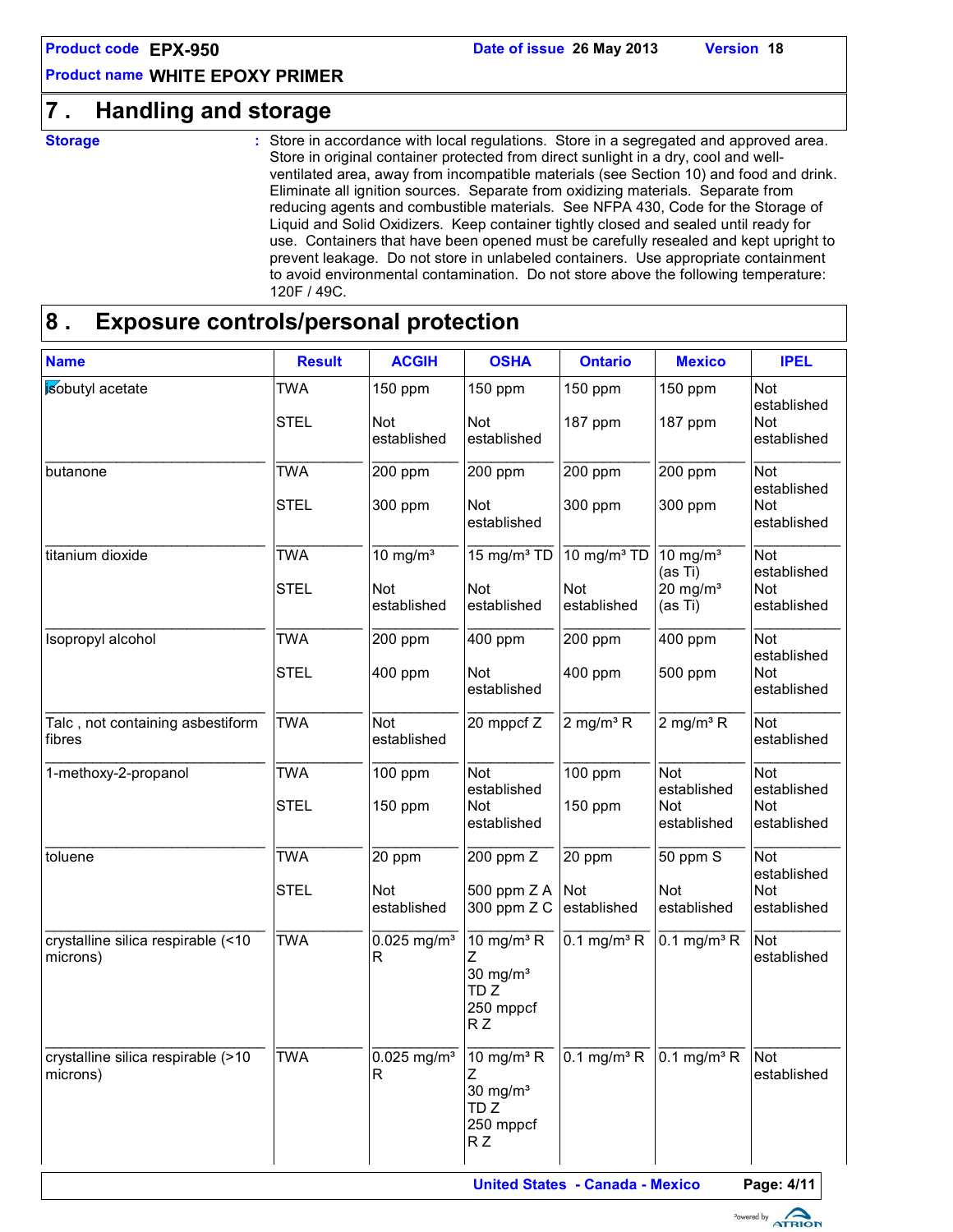## 7 . Handling and storage

**Storage** : Store in accordance with local regulations. Store in a segregated and approved area. Store in original container protected from direct sunlight in a dry, cool and well-ventilated area, away from incompatible materials (see Section 10) and food and drink. Eliminate all ignition sources. Separate from oxidizing materials. Separate from reducing agents and combustible materials. See NFPA 430, Code for the Storage of Liquid and Solid Oxidizers. Keep container tightly closed and sealed until ready for use. Containers that have been opened must be carefully resealed and kept upright to prevent leakage. Do not store in unlabeled containers. Use appropriate containment to avoid environmental contamination. Do not store above the following temperature: 120F / 49C.

## 8 . Exposure controls/personal protection

| Name | Result | ACGIH | OSHA | Ontario | Mexico | IPEL |
|---|---|---|---|---|---|---|
| isobutyl acetate | TWA | 150 ppm | 150 ppm | 150 ppm | 150 ppm | Not established |
| | STEL | Not established | Not established | 187 ppm | 187 ppm | Not established |
| butanone | TWA | 200 ppm | 200 ppm | 200 ppm | 200 ppm | Not established |
| | STEL | 300 ppm | Not established | 300 ppm | 300 ppm | Not established |
| titanium dioxide | TWA | 10 mg/m³ | 15 mg/m³ TD | 10 mg/m³ TD | 10 mg/m³ (as Ti) | Not established |
| | STEL | Not established | Not established | Not established | 20 mg/m³ (as Ti) | Not established |
| Isopropyl alcohol | TWA | 200 ppm | 400 ppm | 200 ppm | 400 ppm | Not established |
| | STEL | 400 ppm | Not established | 400 ppm | 500 ppm | Not established |
| Talc , not containing asbestiform fibres | TWA | Not established | 20 mppcf Z | 2 mg/m³ R | 2 mg/m³ R | Not established |
| 1-methoxy-2-propanol | TWA | 100 ppm | Not established | 100 ppm | Not established | Not established |
| | STEL | 150 ppm | Not established | 150 ppm | Not established | Not established |
| toluene | TWA | 20 ppm | 200 ppm Z | 20 ppm | 50 ppm S | Not established |
| | STEL | Not established | 500 ppm Z A<br>300 ppm Z C | Not established | Not established | Not established |
| crystalline silica respirable (<10 microns) | TWA | 0.025 mg/m³ R | 10 mg/m³ R Z<br>30 mg/m³ TD Z<br>250 mppcf R Z | 0.1 mg/m³ R | 0.1 mg/m³ R | Not established |
| crystalline silica respirable (>10 microns) | TWA | 0.025 mg/m³ R | 10 mg/m³ R Z<br>30 mg/m³ TD Z<br>250 mppcf R Z | 0.1 mg/m³ R | 0.1 mg/m³ R | Not established |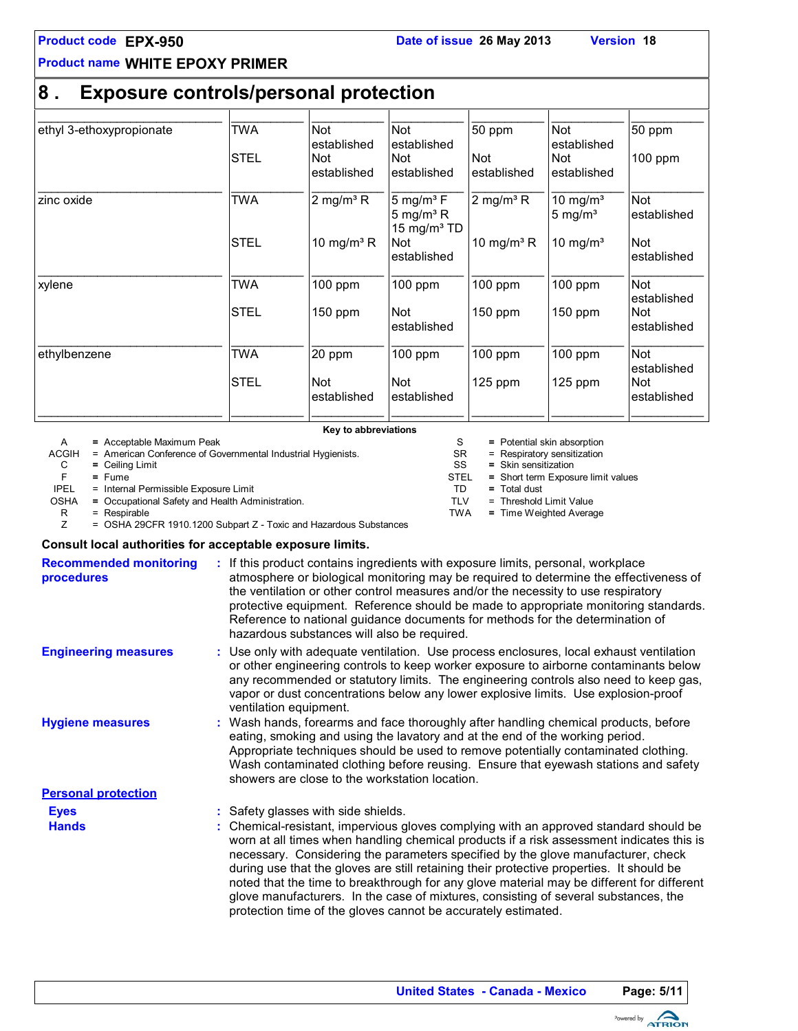## 8 . Exposure controls/personal protection

| | | | | | | |
|---|---|---|---|---|---|---|
| ethyl 3-ethoxypropionate | TWA<br>STEL | Not established<br>Not established | Not established<br>Not established | 50 ppm<br>Not established | Not established<br>Not established | 50 ppm<br>100 ppm |
| zinc oxide | TWA<br>STEL | 2 mg/m³ R<br>10 mg/m³ R | 5 mg/m³ F<br>5 mg/m³ R<br>15 mg/m³ TD<br>Not established | 2 mg/m³ R<br>10 mg/m³ R | 10 mg/m³<br>5 mg/m³<br>10 mg/m³ | Not established<br>Not established |
| xylene | TWA<br>STEL | 100 ppm<br>150 ppm | 100 ppm<br>Not established | 100 ppm<br>150 ppm | 100 ppm<br>150 ppm | Not established<br>Not established |
| ethylbenzene | TWA<br>STEL | 20 ppm<br>Not established | 100 ppm<br>Not established | 100 ppm<br>125 ppm | 100 ppm<br>125 ppm | Not established<br>Not established |

**Key to abbreviations**

| | | | |
|---|---|---|---|
| A | = Acceptable Maximum Peak | S | = Potential skin absorption |
| ACGIH | = American Conference of Governmental Industrial Hygienists. | SR | = Respiratory sensitization |
| C | = Ceiling Limit | SS | = Skin sensitization |
| F | = Fume | STEL | = Short term Exposure limit values |
| IPEL | = Internal Permissible Exposure Limit | TD | = Total dust |
| OSHA | = Occupational Safety and Health Administration. | TLV | = Threshold Limit Value |
| R | = Respirable | TWA | = Time Weighted Average |
| Z | = OSHA 29CFR 1910.1200 Subpart Z - Toxic and Hazardous Substances | | |

**Consult local authorities for acceptable exposure limits.**

**Recommended monitoring procedures** : If this product contains ingredients with exposure limits, personal, workplace atmosphere or biological monitoring may be required to determine the effectiveness of the ventilation or other control measures and/or the necessity to use respiratory protective equipment. Reference should be made to appropriate monitoring standards. Reference to national guidance documents for methods for the determination of hazardous substances will also be required.

**Engineering measures** : Use only with adequate ventilation. Use process enclosures, local exhaust ventilation or other engineering controls to keep worker exposure to airborne contaminants below any recommended or statutory limits. The engineering controls also need to keep gas, vapor or dust concentrations below any lower explosive limits. Use explosion-proof ventilation equipment.

**Hygiene measures** : Wash hands, forearms and face thoroughly after handling chemical products, before eating, smoking and using the lavatory and at the end of the working period. Appropriate techniques should be used to remove potentially contaminated clothing. Wash contaminated clothing before reusing. Ensure that eyewash stations and safety showers are close to the workstation location.

**Personal protection**

**Eyes** : Safety glasses with side shields.

**Hands** : Chemical-resistant, impervious gloves complying with an approved standard should be worn at all times when handling chemical products if a risk assessment indicates this is necessary. Considering the parameters specified by the glove manufacturer, check during use that the gloves are still retaining their protective properties. It should be noted that the time to breakthrough for any glove material may be different for different glove manufacturers. In the case of mixtures, consisting of several substances, the protection time of the gloves cannot be accurately estimated.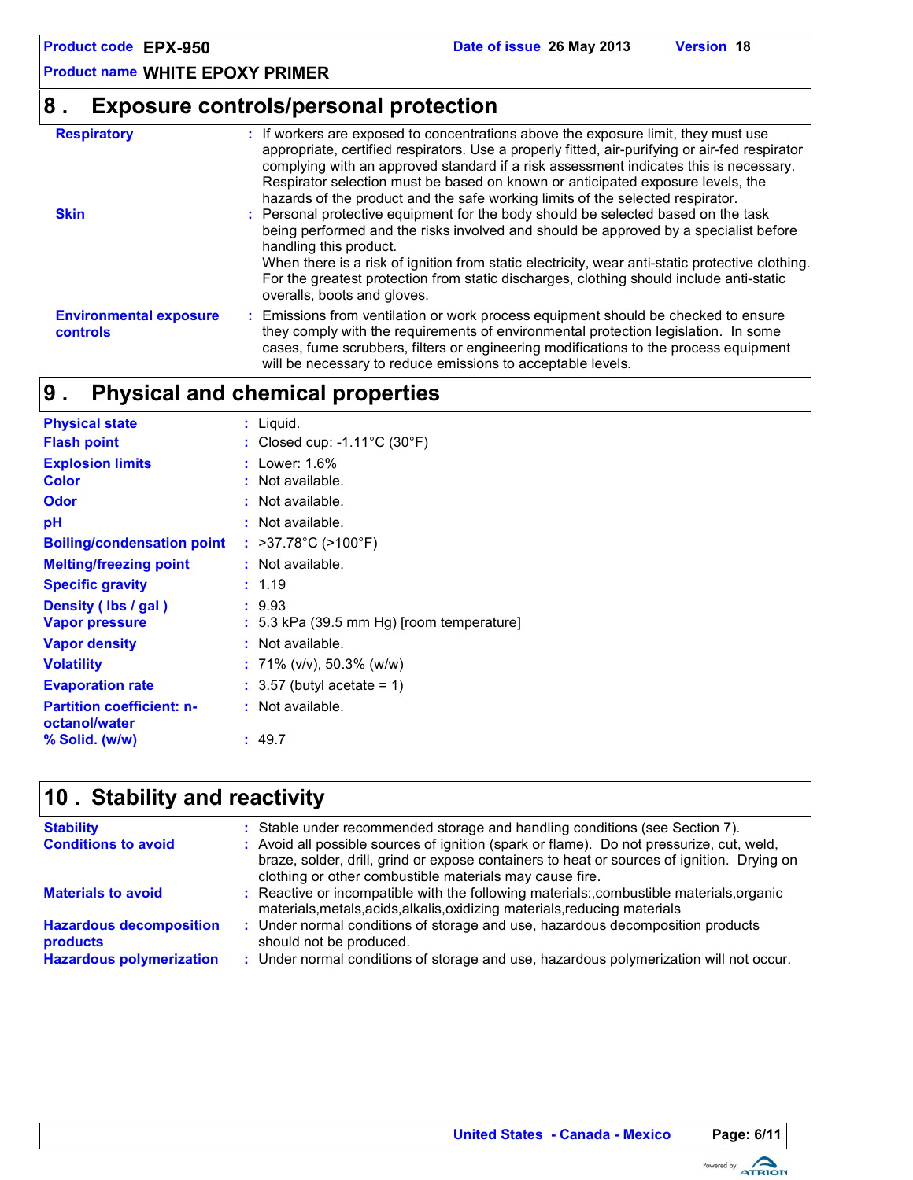## 8 . Exposure controls/personal protection

| | |
|---|---|
| **Respiratory** | : If workers are exposed to concentrations above the exposure limit, they must use appropriate, certified respirators. Use a properly fitted, air-purifying or air-fed respirator complying with an approved standard if a risk assessment indicates this is necessary. Respirator selection must be based on known or anticipated exposure levels, the hazards of the product and the safe working limits of the selected respirator. |
| **Skin** | : Personal protective equipment for the body should be selected based on the task being performed and the risks involved and should be approved by a specialist before handling this product. When there is a risk of ignition from static electricity, wear anti-static protective clothing. For the greatest protection from static discharges, clothing should include anti-static overalls, boots and gloves. |
| **Environmental exposure controls** | : Emissions from ventilation or work process equipment should be checked to ensure they comply with the requirements of environmental protection legislation. In some cases, fume scrubbers, filters or engineering modifications to the process equipment will be necessary to reduce emissions to acceptable levels. |

## 9 . Physical and chemical properties

| | |
|---|---|
| **Physical state** | : Liquid. |
| **Flash point** | : Closed cup: -1.11°C (30°F) |
| **Explosion limits** | : Lower: 1.6% |
| **Color** | : Not available. |
| **Odor** | : Not available. |
| **pH** | : Not available. |
| **Boiling/condensation point** | : >37.78°C (>100°F) |
| **Melting/freezing point** | : Not available. |
| **Specific gravity** | : 1.19 |
| **Density ( lbs / gal )** | : 9.93 |
| **Vapor pressure** | : 5.3 kPa (39.5 mm Hg) [room temperature] |
| **Vapor density** | : Not available. |
| **Volatility** | : 71% (v/v), 50.3% (w/w) |
| **Evaporation rate** | : 3.57 (butyl acetate = 1) |
| **Partition coefficient: n-octanol/water** | : Not available. |
| **% Solid. (w/w)** | : 49.7 |

## 10 . Stability and reactivity

| | |
|---|---|
| **Stability** | : Stable under recommended storage and handling conditions (see Section 7). |
| **Conditions to avoid** | : Avoid all possible sources of ignition (spark or flame). Do not pressurize, cut, weld, braze, solder, drill, grind or expose containers to heat or sources of ignition. Drying on clothing or other combustible materials may cause fire. |
| **Materials to avoid** | : Reactive or incompatible with the following materials:,combustible materials,organic materials,metals,acids,alkalis,oxidizing materials,reducing materials |
| **Hazardous decomposition products** | : Under normal conditions of storage and use, hazardous decomposition products should not be produced. |
| **Hazardous polymerization** | : Under normal conditions of storage and use, hazardous polymerization will not occur. |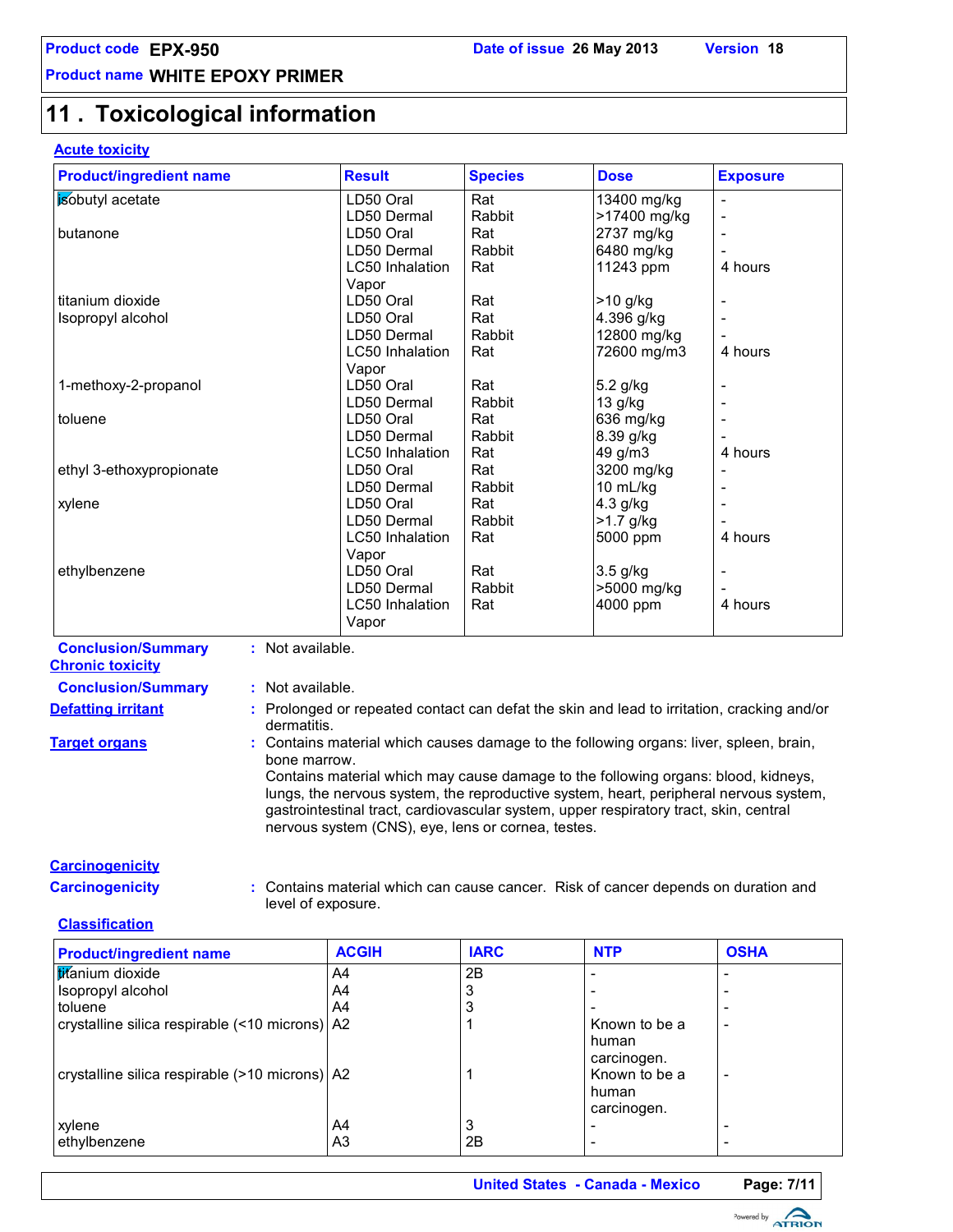## 11 . Toxicological information

### Acute toxicity

| Product/ingredient name | Result | Species | Dose | Exposure |
|---|---|---|---|---|
| isobutyl acetate | LD50 Oral | Rat | 13400 mg/kg | - |
| | LD50 Dermal | Rabbit | >17400 mg/kg | - |
| butanone | LD50 Oral | Rat | 2737 mg/kg | - |
| | LD50 Dermal | Rabbit | 6480 mg/kg | - |
| | LC50 Inhalation Vapor | Rat | 11243 ppm | 4 hours |
| titanium dioxide | LD50 Oral | Rat | >10 g/kg | - |
| Isopropyl alcohol | LD50 Oral | Rat | 4.396 g/kg | - |
| | LD50 Dermal | Rabbit | 12800 mg/kg | - |
| | LC50 Inhalation Vapor | Rat | 72600 mg/m3 | 4 hours |
| 1-methoxy-2-propanol | LD50 Oral | Rat | 5.2 g/kg | - |
| | LD50 Dermal | Rabbit | 13 g/kg | - |
| toluene | LD50 Oral | Rat | 636 mg/kg | - |
| | LD50 Dermal | Rabbit | 8.39 g/kg | - |
| | LC50 Inhalation | Rat | 49 g/m3 | 4 hours |
| ethyl 3-ethoxypropionate | LD50 Oral | Rat | 3200 mg/kg | - |
| | LD50 Dermal | Rabbit | 10 mL/kg | - |
| xylene | LD50 Oral | Rat | 4.3 g/kg | - |
| | LD50 Dermal | Rabbit | >1.7 g/kg | - |
| | LC50 Inhalation Vapor | Rat | 5000 ppm | 4 hours |
| ethylbenzene | LD50 Oral | Rat | 3.5 g/kg | - |
| | LD50 Dermal | Rabbit | >5000 mg/kg | - |
| | LC50 Inhalation Vapor | Rat | 4000 ppm | 4 hours |

**Conclusion/Summary** : Not available.

### Chronic toxicity

**Conclusion/Summary** : Not available.

**Defatting irritant** : Prolonged or repeated contact can defat the skin and lead to irritation, cracking and/or dermatitis.

**Target organs** : Contains material which causes damage to the following organs: liver, spleen, brain, bone marrow.
Contains material which may cause damage to the following organs: blood, kidneys, lungs, the nervous system, the reproductive system, heart, peripheral nervous system, gastrointestinal tract, cardiovascular system, upper respiratory tract, skin, central nervous system (CNS), eye, lens or cornea, testes.

### Carcinogenicity

**Carcinogenicity** : Contains material which can cause cancer. Risk of cancer depends on duration and level of exposure.

### Classification

| Product/ingredient name | ACGIH | IARC | NTP | OSHA |
|---|---|---|---|---|
| titanium dioxide | A4 | 2B | - | - |
| Isopropyl alcohol | A4 | 3 | - | - |
| toluene | A4 | 3 | - | - |
| crystalline silica respirable (<10 microns) | A2 | 1 | Known to be a human carcinogen. | - |
| crystalline silica respirable (>10 microns) | A2 | 1 | Known to be a human carcinogen. | - |
| xylene | A4 | 3 | - | - |
| ethylbenzene | A3 | 2B | - | - |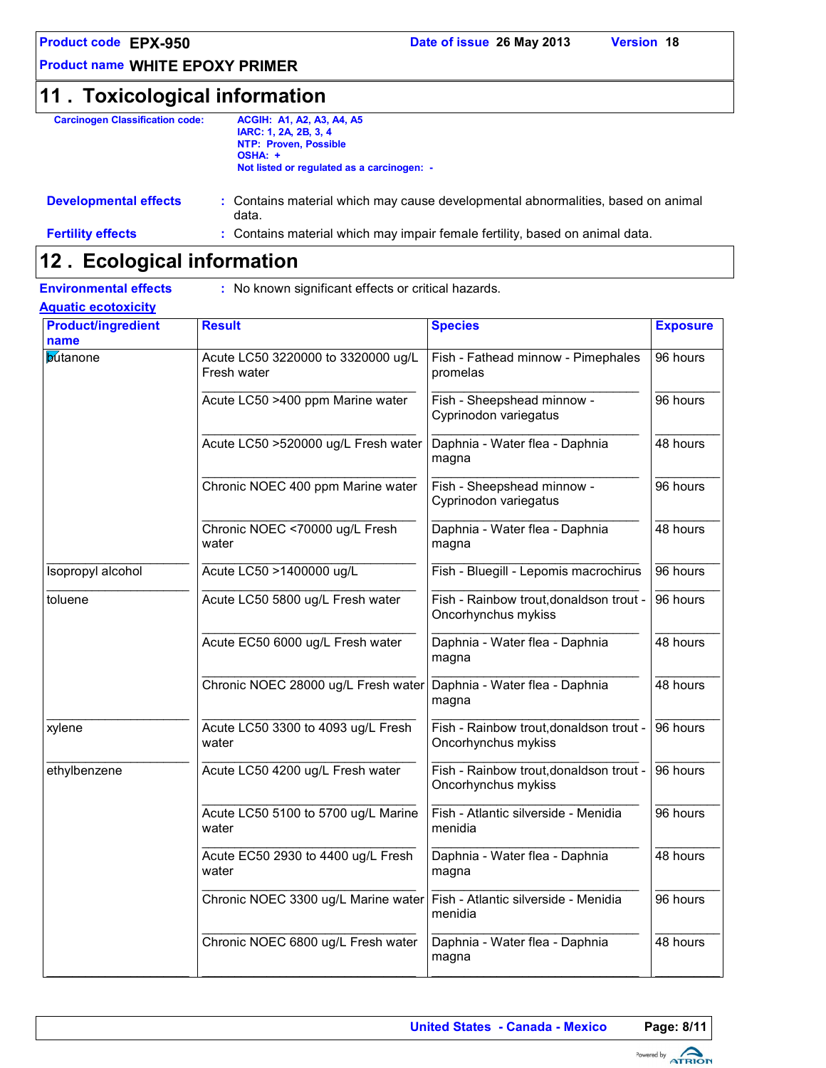**Product code** EPX-950 **Date of issue** 26 May 2013 **Version** 18

**Product name** WHITE EPOXY PRIMER

## 11 . Toxicological information

**Carcinogen Classification code:**

ACGIH: A1, A2, A3, A4, A5
IARC: 1, 2A, 2B, 3, 4
NTP: Proven, Possible
OSHA: +
Not listed or regulated as a carcinogen: -

**Developmental effects** : Contains material which may cause developmental abnormalities, based on animal data.

**Fertility effects** : Contains material which may impair female fertility, based on animal data.

## 12 . Ecological information

**Environmental effects** : No known significant effects or critical hazards.

**Aquatic ecotoxicity**

| Product/ingredient name | Result | Species | Exposure |
|---|---|---|---|
| butanone | Acute LC50 3220000 to 3320000 ug/L Fresh water | Fish - Fathead minnow - Pimephales promelas | 96 hours |
| | Acute LC50 >400 ppm Marine water | Fish - Sheepshead minnow - Cyprinodon variegatus | 96 hours |
| | Acute LC50 >520000 ug/L Fresh water | Daphnia - Water flea - Daphnia magna | 48 hours |
| | Chronic NOEC 400 ppm Marine water | Fish - Sheepshead minnow - Cyprinodon variegatus | 96 hours |
| | Chronic NOEC <70000 ug/L Fresh water | Daphnia - Water flea - Daphnia magna | 48 hours |
| Isopropyl alcohol | Acute LC50 >1400000 ug/L | Fish - Bluegill - Lepomis macrochirus | 96 hours |
| toluene | Acute LC50 5800 ug/L Fresh water | Fish - Rainbow trout,donaldson trout - Oncorhynchus mykiss | 96 hours |
| | Acute EC50 6000 ug/L Fresh water | Daphnia - Water flea - Daphnia magna | 48 hours |
| | Chronic NOEC 28000 ug/L Fresh water | Daphnia - Water flea - Daphnia magna | 48 hours |
| xylene | Acute LC50 3300 to 4093 ug/L Fresh water | Fish - Rainbow trout,donaldson trout - Oncorhynchus mykiss | 96 hours |
| ethylbenzene | Acute LC50 4200 ug/L Fresh water | Fish - Rainbow trout,donaldson trout - Oncorhynchus mykiss | 96 hours |
| | Acute LC50 5100 to 5700 ug/L Marine water | Fish - Atlantic silverside - Menidia menidia | 96 hours |
| | Acute EC50 2930 to 4400 ug/L Fresh water | Daphnia - Water flea - Daphnia magna | 48 hours |
| | Chronic NOEC 3300 ug/L Marine water | Fish - Atlantic silverside - Menidia menidia | 96 hours |
| | Chronic NOEC 6800 ug/L Fresh water | Daphnia - Water flea - Daphnia magna | 48 hours |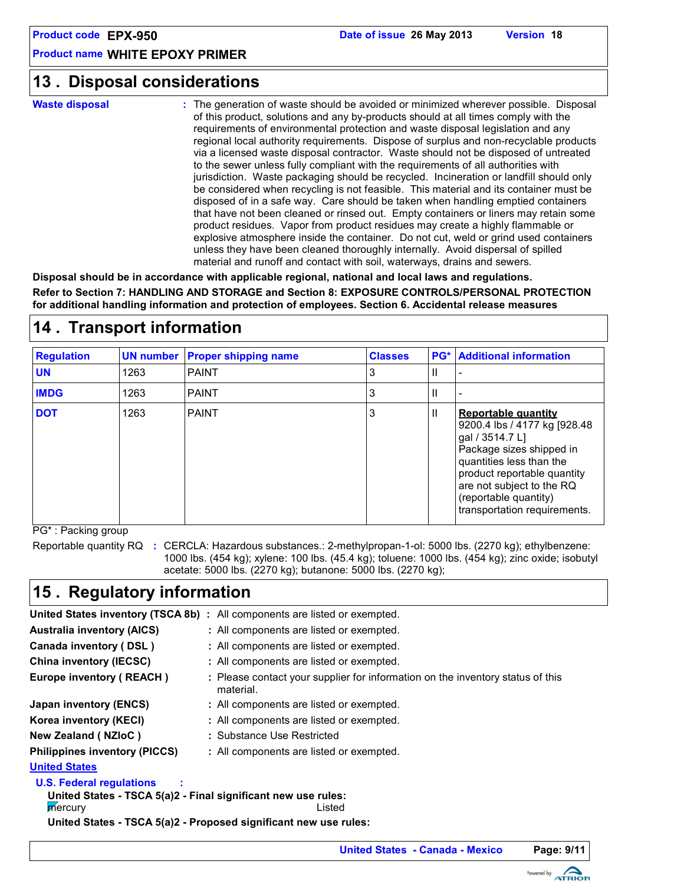## 13 . Disposal considerations

**Waste disposal** : The generation of waste should be avoided or minimized wherever possible. Disposal of this product, solutions and any by-products should at all times comply with the requirements of environmental protection and waste disposal legislation and any regional local authority requirements. Dispose of surplus and non-recyclable products via a licensed waste disposal contractor. Waste should not be disposed of untreated to the sewer unless fully compliant with the requirements of all authorities with jurisdiction. Waste packaging should be recycled. Incineration or landfill should only be considered when recycling is not feasible. This material and its container must be disposed of in a safe way. Care should be taken when handling emptied containers that have not been cleaned or rinsed out. Empty containers or liners may retain some product residues. Vapor from product residues may create a highly flammable or explosive atmosphere inside the container. Do not cut, weld or grind used containers unless they have been cleaned thoroughly internally. Avoid dispersal of spilled material and runoff and contact with soil, waterways, drains and sewers.

**Disposal should be in accordance with applicable regional, national and local laws and regulations.**

**Refer to Section 7: HANDLING AND STORAGE and Section 8: EXPOSURE CONTROLS/PERSONAL PROTECTION for additional handling information and protection of employees. Section 6. Accidental release measures**

## 14 . Transport information

| Regulation | UN number | Proper shipping name | Classes | PG* | Additional information |
|---|---|---|---|---|---|
| **UN** | 1263 | PAINT | 3 | II | - |
| **IMDG** | 1263 | PAINT | 3 | II | - |
| **DOT** | 1263 | PAINT | 3 | II | **Reportable quantity** 9200.4 lbs / 4177 kg [928.48 gal / 3514.7 L] Package sizes shipped in quantities less than the product reportable quantity are not subject to the RQ (reportable quantity) transportation requirements. |

PG* : Packing group

Reportable quantity RQ : CERCLA: Hazardous substances.: 2-methylpropan-1-ol: 5000 lbs. (2270 kg); ethylbenzene: 1000 lbs. (454 kg); xylene: 100 lbs. (45.4 kg); toluene: 1000 lbs. (454 kg); zinc oxide; isobutyl acetate: 5000 lbs. (2270 kg); butanone: 5000 lbs. (2270 kg);

## 15 . Regulatory information

**United States inventory (TSCA 8b)** : All components are listed or exempted.

**Australia inventory (AICS)** : All components are listed or exempted.

**Canada inventory ( DSL )** : All components are listed or exempted.

**China inventory (IECSC)** : All components are listed or exempted.

**Europe inventory ( REACH )** : Please contact your supplier for information on the inventory status of this material.

**Japan inventory (ENCS)** : All components are listed or exempted.

**Korea inventory (KECI)** : All components are listed or exempted.

**New Zealand ( NZIoC )** : Substance Use Restricted

**Philippines inventory (PICCS)** : All components are listed or exempted.

**United States**

**U.S. Federal regulations** :

**United States - TSCA 5(a)2 - Final significant new use rules:**

mercury Listed

**United States - TSCA 5(a)2 - Proposed significant new use rules:**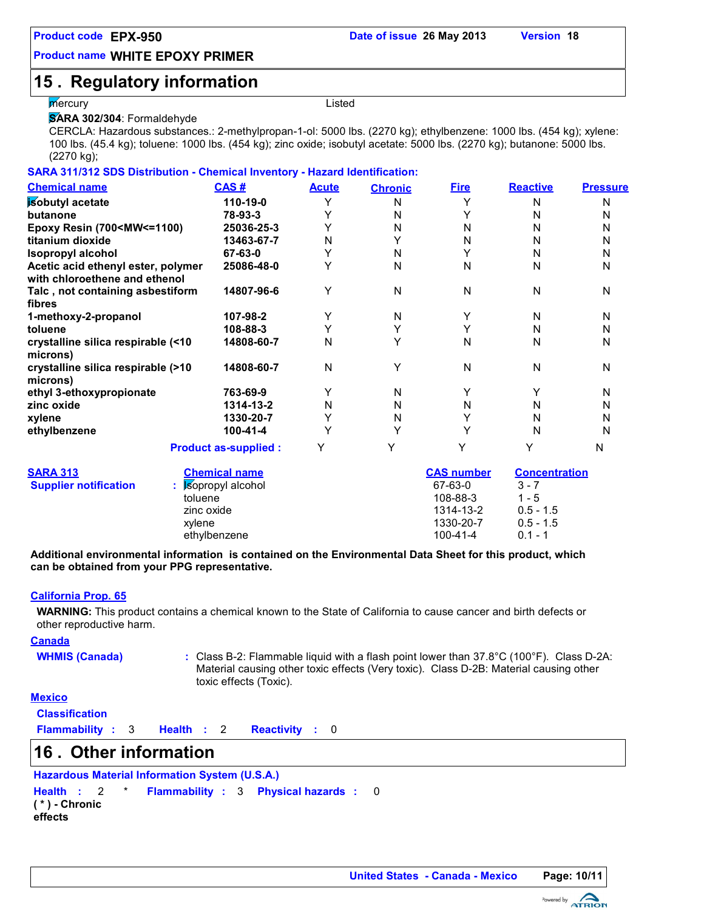Product code **EPX-950** Date of issue **26 May 2013** Version **18**

Product name **WHITE EPOXY PRIMER**

## 15 . Regulatory information

mercury Listed

**SARA 302/304**: Formaldehyde

CERCLA: Hazardous substances.: 2-methylpropan-1-ol: 5000 lbs. (2270 kg); ethylbenzene: 1000 lbs. (454 kg); xylene: 100 lbs. (45.4 kg); toluene: 1000 lbs. (454 kg); zinc oxide; isobutyl acetate: 5000 lbs. (2270 kg); butanone: 5000 lbs. (2270 kg);

**SARA 311/312 SDS Distribution - Chemical Inventory - Hazard Identification:**

| Chemical name | CAS # | Acute | Chronic | Fire | Reactive | Pressure |
|---|---|---|---|---|---|---|
| isobutyl acetate | 110-19-0 | Y | N | Y | N | N |
| butanone | 78-93-3 | Y | N | Y | N | N |
| Epoxy Resin (700<MW<=1100) | 25036-25-3 | Y | N | N | N | N |
| titanium dioxide | 13463-67-7 | N | Y | N | N | N |
| Isopropyl alcohol | 67-63-0 | Y | N | Y | N | N |
| Acetic acid ethenyl ester, polymer with chloroethene and ethenol | 25086-48-0 | Y | N | N | N | N |
| Talc , not containing asbestiform fibres | 14807-96-6 | Y | N | N | N | N |
| 1-methoxy-2-propanol | 107-98-2 | Y | N | Y | N | N |
| toluene | 108-88-3 | Y | Y | Y | N | N |
| crystalline silica respirable (<10 microns) | 14808-60-7 | N | Y | N | N | N |
| crystalline silica respirable (>10 microns) | 14808-60-7 | N | Y | N | N | N |
| ethyl 3-ethoxypropionate | 763-69-9 | Y | N | Y | Y | N |
| zinc oxide | 1314-13-2 | N | N | N | N | N |
| xylene | 1330-20-7 | Y | N | Y | N | N |
| ethylbenzene | 100-41-4 | Y | Y | Y | N | N |
| | **Product as-supplied :** | Y | Y | Y | Y | N |

**SARA 313**

| Supplier notification | Chemical name | CAS number | Concentration |
|---|---|---|---|
| | Isopropyl alcohol | 67-63-0 | 3 - 7 |
| | toluene | 108-88-3 | 1 - 5 |
| | zinc oxide | 1314-13-2 | 0.5 - 1.5 |
| | xylene | 1330-20-7 | 0.5 - 1.5 |
| | ethylbenzene | 100-41-4 | 0.1 - 1 |

**Additional environmental information is contained on the Environmental Data Sheet for this product, which can be obtained from your PPG representative.**

**California Prop. 65**

**WARNING:** This product contains a chemical known to the State of California to cause cancer and birth defects or other reproductive harm.

**Canada**

**WHMIS (Canada)** : Class B-2: Flammable liquid with a flash point lower than 37.8°C (100°F). Class D-2A: Material causing other toxic effects (Very toxic). Class D-2B: Material causing other toxic effects (Toxic).

**Mexico**

**Classification**

**Flammability** : 3 **Health** : 2 **Reactivity** : 0

## 16 . Other information

**Hazardous Material Information System (U.S.A.)**

**Health** : 2 * **Flammability** : 3 **Physical hazards** : 0

**( * ) - Chronic effects**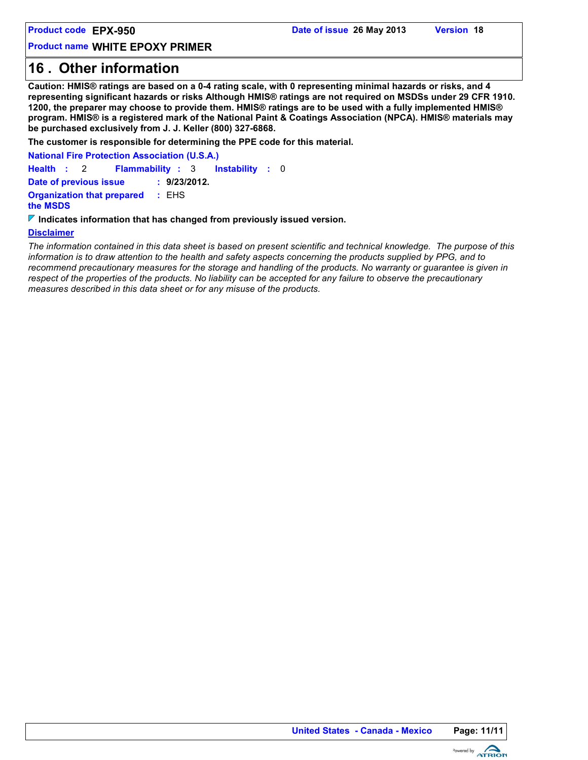## 16 . Other information

**Caution: HMIS® ratings are based on a 0-4 rating scale, with 0 representing minimal hazards or risks, and 4 representing significant hazards or risks Although HMIS® ratings are not required on MSDSs under 29 CFR 1910. 1200, the preparer may choose to provide them. HMIS® ratings are to be used with a fully implemented HMIS® program. HMIS® is a registered mark of the National Paint & Coatings Association (NPCA). HMIS® materials may be purchased exclusively from J. J. Keller (800) 327-6868.**

**The customer is responsible for determining the PPE code for this material.**

**National Fire Protection Association (U.S.A.)**

**Health** : 2  **Flammability** : 3  **Instability** : 0

**Date of previous issue** : **9/23/2012.**

**Organization that prepared the MSDS** : EHS

**Indicates information that has changed from previously issued version.**

**Disclaimer**

*The information contained in this data sheet is based on present scientific and technical knowledge. The purpose of this information is to draw attention to the health and safety aspects concerning the products supplied by PPG, and to recommend precautionary measures for the storage and handling of the products. No warranty or guarantee is given in respect of the properties of the products. No liability can be accepted for any failure to observe the precautionary measures described in this data sheet or for any misuse of the products.*